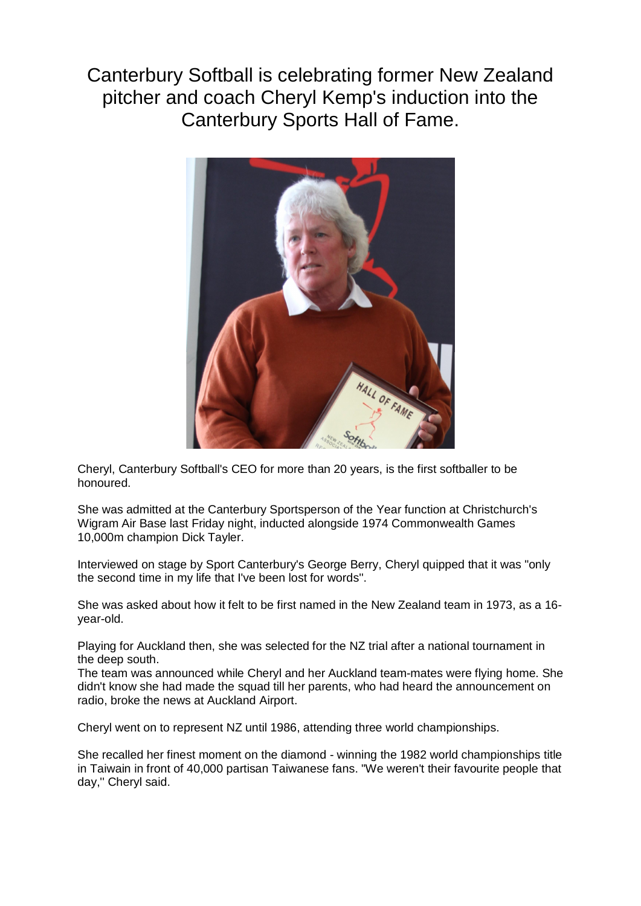# Canterbury Softball is celebrating former New Zealand pitcher and coach Cheryl Kemp's induction into the Canterbury Sports Hall of Fame.

Cheryl, Canterbury Softball's CEO for more than 20 years, is the first softballer to be honoured.

She was admitted at the Canterbury Sportsperson of the Year function at Christchurch's Wigram Air Base last Friday night, inducted alongside 1974 Commonwealth Games 10,000m champion Dick Tayler.

Interviewed on stage by Sport Canterbury's George Berry, Cheryl quipped that it was "only the second time in my life that I've been lost for words''.

She was asked about how it felt to be first named in the New Zealand team in 1973, as a 16-year-old.

Playing for Auckland then, she was selected for the NZ trial after a national tournament in the deep south.
The team was announced while Cheryl and her Auckland team-mates were flying home. She didn't know she had made the squad till her parents, who had heard the announcement on radio, broke the news at Auckland Airport.

Cheryl went on to represent NZ until 1986, attending three world championships.

She recalled her finest moment on the diamond - winning the 1982 world championships title in Taiwain in front of 40,000 partisan Taiwanese fans. "We weren't their favourite people that day,'' Cheryl said.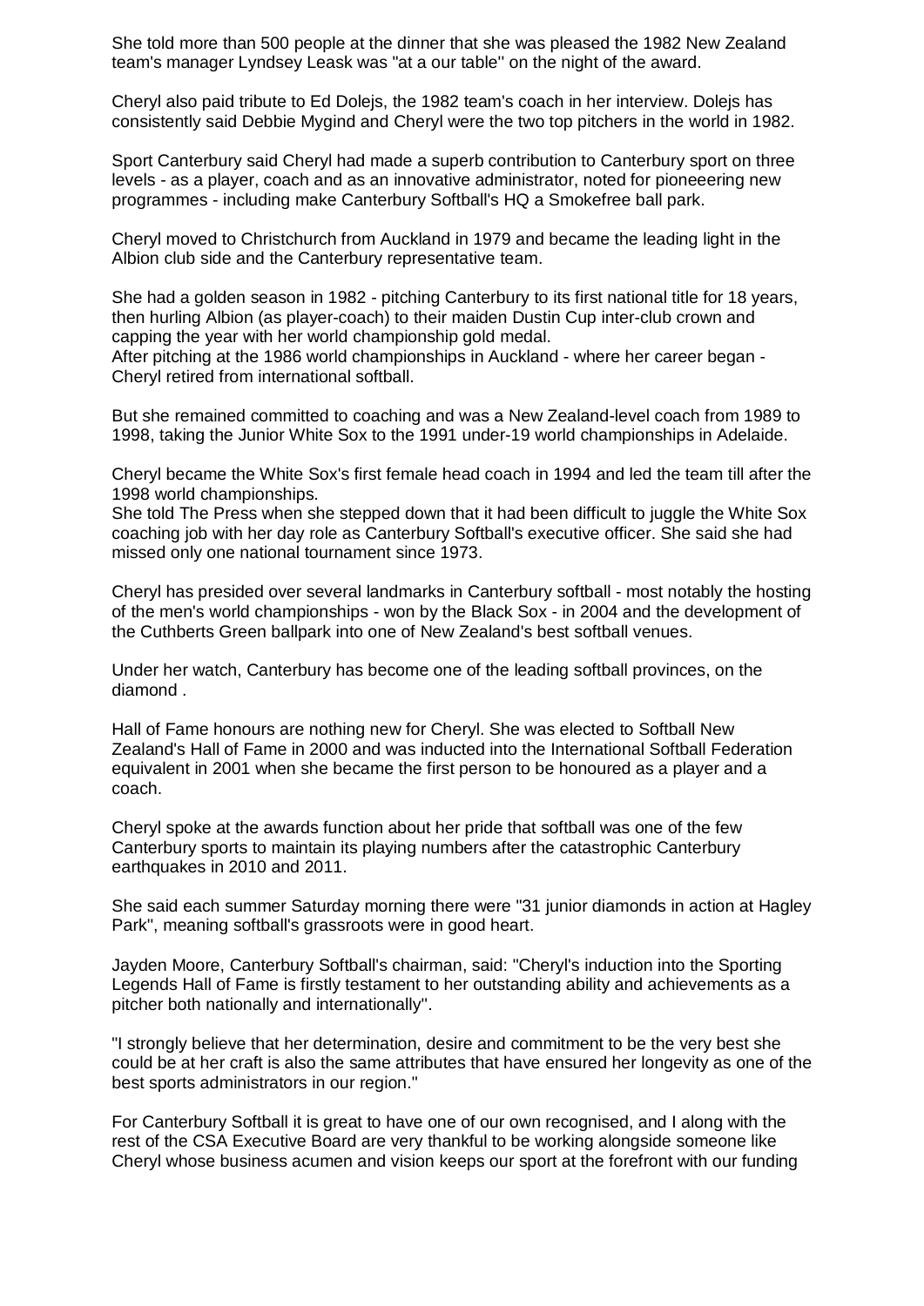She told more than 500 people at the dinner that she was pleased the 1982 New Zealand team's manager Lyndsey Leask was "at a our table" on the night of the award.

Cheryl also paid tribute to Ed Dolejs, the 1982 team's coach in her interview. Dolejs has consistently said Debbie Mygind and Cheryl were the two top pitchers in the world in 1982.

Sport Canterbury said Cheryl had made a superb contribution to Canterbury sport on three levels - as a player, coach and as an innovative administrator, noted for pioneeering new programmes - including make Canterbury Softball's HQ a Smokefree ball park.

Cheryl moved to Christchurch from Auckland in 1979 and became the leading light in the Albion club side and the Canterbury representative team.

She had a golden season in 1982 - pitching Canterbury to its first national title for 18 years, then hurling Albion (as player-coach) to their maiden Dustin Cup inter-club crown and capping the year with her world championship gold medal.
After pitching at the 1986 world championships in Auckland - where her career began - Cheryl retired from international softball.

But she remained committed to coaching and was a New Zealand-level coach from 1989 to 1998, taking the Junior White Sox to the 1991 under-19 world championships in Adelaide.

Cheryl became the White Sox's first female head coach in 1994 and led the team till after the 1998 world championships.
She told The Press when she stepped down that it had been difficult to juggle the White Sox coaching job with her day role as Canterbury Softball's executive officer. She said she had missed only one national tournament since 1973.

Cheryl has presided over several landmarks in Canterbury softball - most notably the hosting of the men's world championships - won by the Black Sox - in 2004 and the development of the Cuthberts Green ballpark into one of New Zealand's best softball venues.

Under her watch, Canterbury has become one of the leading softball provinces, on the diamond .

Hall of Fame honours are nothing new for Cheryl. She was elected to Softball New Zealand's Hall of Fame in 2000 and was inducted into the International Softball Federation equivalent in 2001 when she became the first person to be honoured as a player and a coach.

Cheryl spoke at the awards function about her pride that softball was one of the few Canterbury sports to maintain its playing numbers after the catastrophic Canterbury earthquakes in 2010 and 2011.

She said each summer Saturday morning there were "31 junior diamonds in action at Hagley Park", meaning softball's grassroots were in good heart.

Jayden Moore, Canterbury Softball's chairman, said: "Cheryl's induction into the Sporting Legends Hall of Fame is firstly testament to her outstanding ability and achievements as a pitcher both nationally and internationally".

"I strongly believe that her determination, desire and commitment to be the very best she could be at her craft is also the same attributes that have ensured her longevity as one of the best sports administrators in our region."

For Canterbury Softball it is great to have one of our own recognised, and I along with the rest of the CSA Executive Board are very thankful to be working alongside someone like Cheryl whose business acumen and vision keeps our sport at the forefront with our funding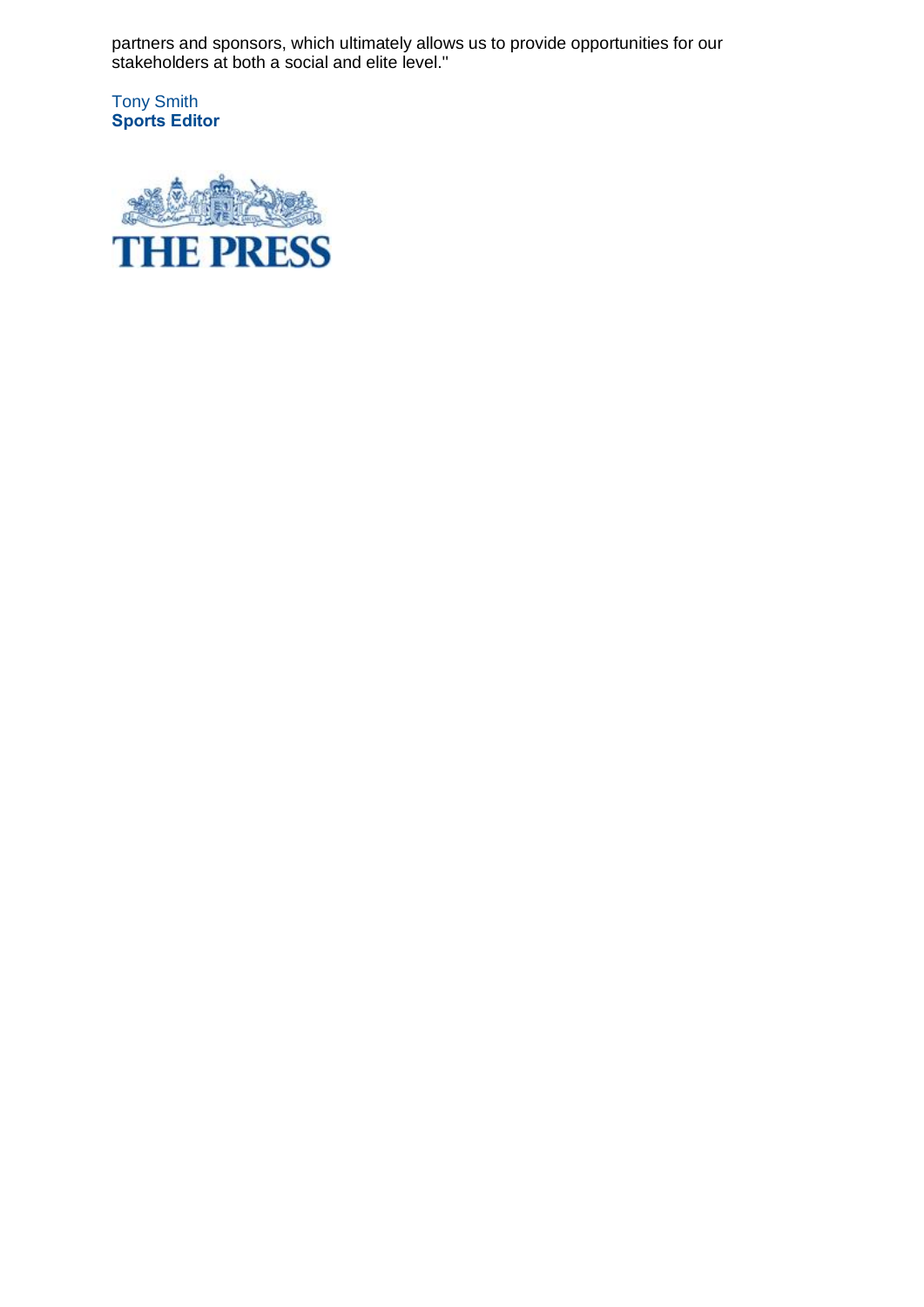partners and sponsors, which ultimately allows us to provide opportunities for our stakeholders at both a social and elite level."

Tony Smith
**Sports Editor**

THE PRESS